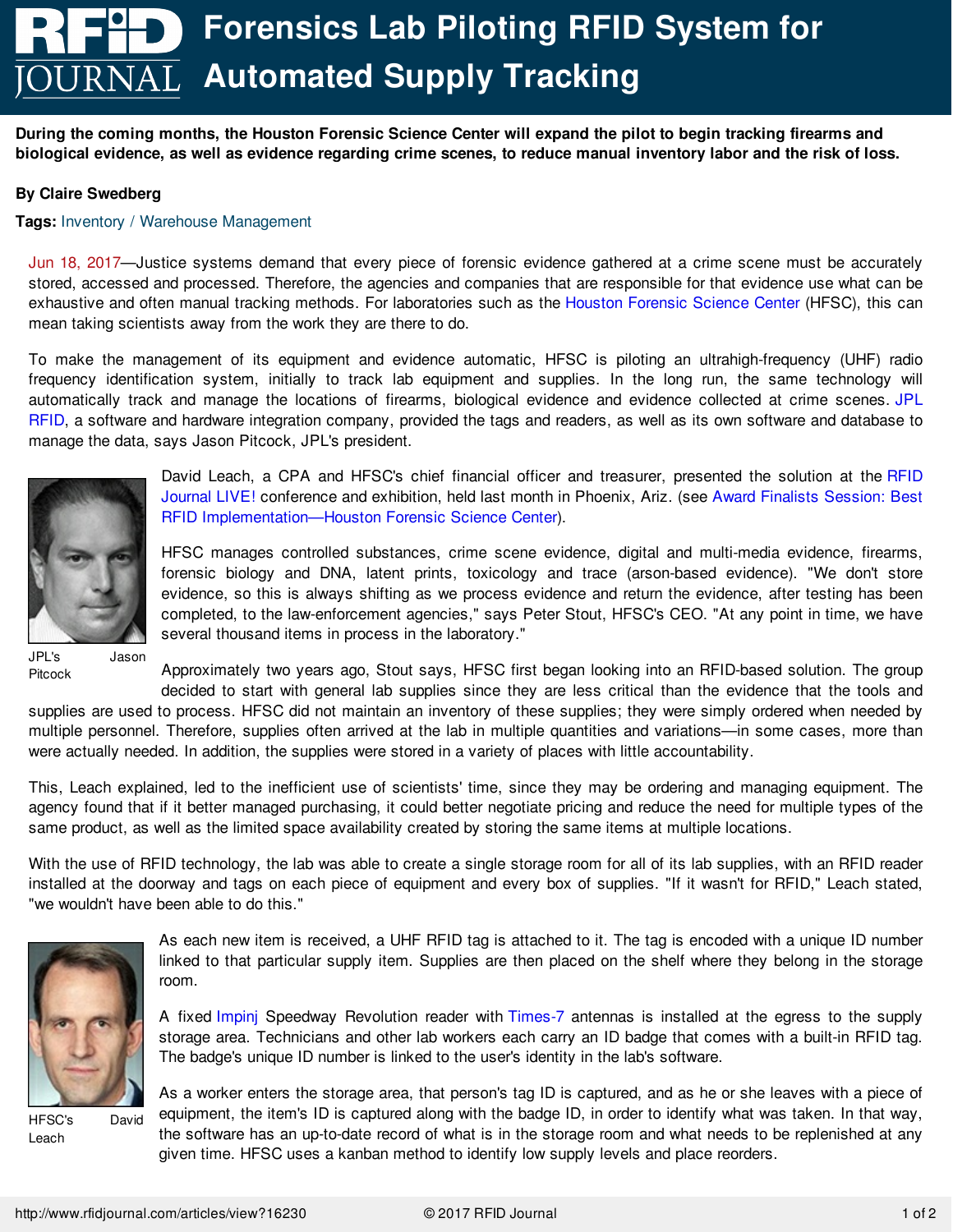# Forensics Lab Piloting RFID System for Automated Supply Tracking

**During the coming months, the Houston Forensic Science Center will expand the pilot to begin tracking firearms and biological evidence, as well as evidence regarding crime scenes, to reduce manual inventory labor and the risk of loss.**

**By Claire Swedberg**

**Tags:** Inventory / Warehouse Management

Jun 18, 2017—Justice systems demand that every piece of forensic evidence gathered at a crime scene must be accurately stored, accessed and processed. Therefore, the agencies and companies that are responsible for that evidence use what can be exhaustive and often manual tracking methods. For laboratories such as the Houston Forensic Science Center (HFSC), this can mean taking scientists away from the work they are there to do.

To make the management of its equipment and evidence automatic, HFSC is piloting an ultrahigh-frequency (UHF) radio frequency identification system, initially to track lab equipment and supplies. In the long run, the same technology will automatically track and manage the locations of firearms, biological evidence and evidence collected at crime scenes. JPL RFID, a software and hardware integration company, provided the tags and readers, as well as its own software and database to manage the data, says Jason Pitcock, JPL's president.

JPL's Jason Pitcock

David Leach, a CPA and HFSC's chief financial officer and treasurer, presented the solution at the RFID Journal LIVE! conference and exhibition, held last month in Phoenix, Ariz. (see Award Finalists Session: Best RFID Implementation—Houston Forensic Science Center).

HFSC manages controlled substances, crime scene evidence, digital and multi-media evidence, firearms, forensic biology and DNA, latent prints, toxicology and trace (arson-based evidence). "We don't store evidence, so this is always shifting as we process evidence and return the evidence, after testing has been completed, to the law-enforcement agencies," says Peter Stout, HFSC's CEO. "At any point in time, we have several thousand items in process in the laboratory."

Approximately two years ago, Stout says, HFSC first began looking into an RFID-based solution. The group decided to start with general lab supplies since they are less critical than the evidence that the tools and supplies are used to process. HFSC did not maintain an inventory of these supplies; they were simply ordered when needed by multiple personnel. Therefore, supplies often arrived at the lab in multiple quantities and variations—in some cases, more than were actually needed. In addition, the supplies were stored in a variety of places with little accountability.

This, Leach explained, led to the inefficient use of scientists' time, since they may be ordering and managing equipment. The agency found that if it better managed purchasing, it could better negotiate pricing and reduce the need for multiple types of the same product, as well as the limited space availability created by storing the same items at multiple locations.

With the use of RFID technology, the lab was able to create a single storage room for all of its lab supplies, with an RFID reader installed at the doorway and tags on each piece of equipment and every box of supplies. "If it wasn't for RFID," Leach stated, "we wouldn't have been able to do this."

HFSC's David Leach

As each new item is received, a UHF RFID tag is attached to it. The tag is encoded with a unique ID number linked to that particular supply item. Supplies are then placed on the shelf where they belong in the storage room.

A fixed Impinj Speedway Revolution reader with Times-7 antennas is installed at the egress to the supply storage area. Technicians and other lab workers each carry an ID badge that comes with a built-in RFID tag. The badge's unique ID number is linked to the user's identity in the lab's software.

As a worker enters the storage area, that person's tag ID is captured, and as he or she leaves with a piece of equipment, the item's ID is captured along with the badge ID, in order to identify what was taken. In that way, the software has an up-to-date record of what is in the storage room and what needs to be replenished at any given time. HFSC uses a kanban method to identify low supply levels and place reorders.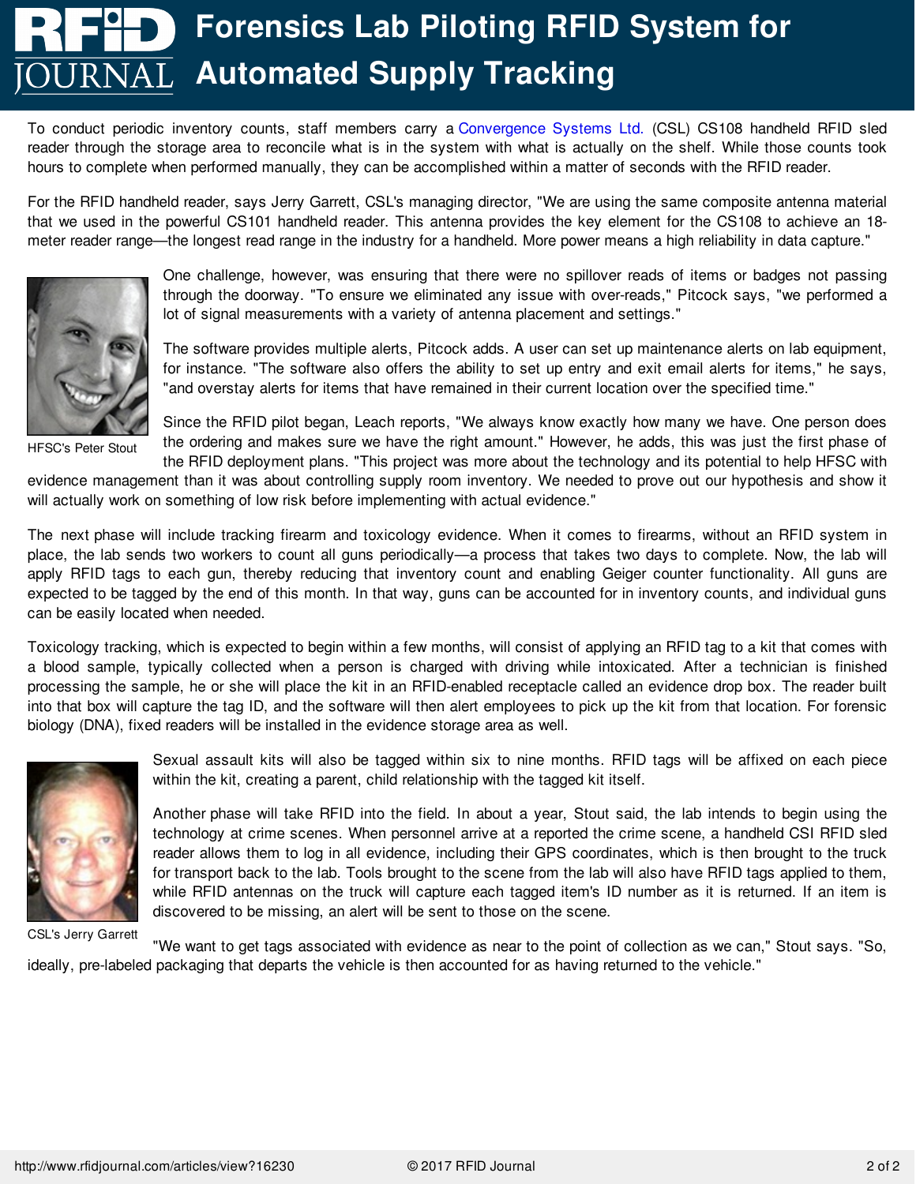To conduct periodic inventory counts, staff members carry a Convergence Systems Ltd. (CSL) CS108 handheld RFID sled reader through the storage area to reconcile what is in the system with what is actually on the shelf. While those counts took hours to complete when performed manually, they can be accomplished within a matter of seconds with the RFID reader.

For the RFID handheld reader, says Jerry Garrett, CSL's managing director, "We are using the same composite antenna material that we used in the powerful CS101 handheld reader. This antenna provides the key element for the CS108 to achieve an 18-meter reader range—the longest read range in the industry for a handheld. More power means a high reliability in data capture."

One challenge, however, was ensuring that there were no spillover reads of items or badges not passing through the doorway. "To ensure we eliminated any issue with over-reads," Pitcock says, "we performed a lot of signal measurements with a variety of antenna placement and settings."

HFSC's Peter Stout

The software provides multiple alerts, Pitcock adds. A user can set up maintenance alerts on lab equipment, for instance. "The software also offers the ability to set up entry and exit email alerts for items," he says, "and overstay alerts for items that have remained in their current location over the specified time."

Since the RFID pilot began, Leach reports, "We always know exactly how many we have. One person does the ordering and makes sure we have the right amount." However, he adds, this was just the first phase of the RFID deployment plans. "This project was more about the technology and its potential to help HFSC with evidence management than it was about controlling supply room inventory. We needed to prove out our hypothesis and show it will actually work on something of low risk before implementing with actual evidence."

The next phase will include tracking firearm and toxicology evidence. When it comes to firearms, without an RFID system in place, the lab sends two workers to count all guns periodically—a process that takes two days to complete. Now, the lab will apply RFID tags to each gun, thereby reducing that inventory count and enabling Geiger counter functionality. All guns are expected to be tagged by the end of this month. In that way, guns can be accounted for in inventory counts, and individual guns can be easily located when needed.

Toxicology tracking, which is expected to begin within a few months, will consist of applying an RFID tag to a kit that comes with a blood sample, typically collected when a person is charged with driving while intoxicated. After a technician is finished processing the sample, he or she will place the kit in an RFID-enabled receptacle called an evidence drop box. The reader built into that box will capture the tag ID, and the software will then alert employees to pick up the kit from that location. For forensic biology (DNA), fixed readers will be installed in the evidence storage area as well.

Sexual assault kits will also be tagged within six to nine months. RFID tags will be affixed on each piece within the kit, creating a parent, child relationship with the tagged kit itself.

Another phase will take RFID into the field. In about a year, Stout said, the lab intends to begin using the technology at crime scenes. When personnel arrive at a reported the crime scene, a handheld CSI RFID sled reader allows them to log in all evidence, including their GPS coordinates, which is then brought to the truck for transport back to the lab. Tools brought to the scene from the lab will also have RFID tags applied to them, while RFID antennas on the truck will capture each tagged item's ID number as it is returned. If an item is discovered to be missing, an alert will be sent to those on the scene.

CSL's Jerry Garrett

"We want to get tags associated with evidence as near to the point of collection as we can," Stout says. "So, ideally, pre-labeled packaging that departs the vehicle is then accounted for as having returned to the vehicle."